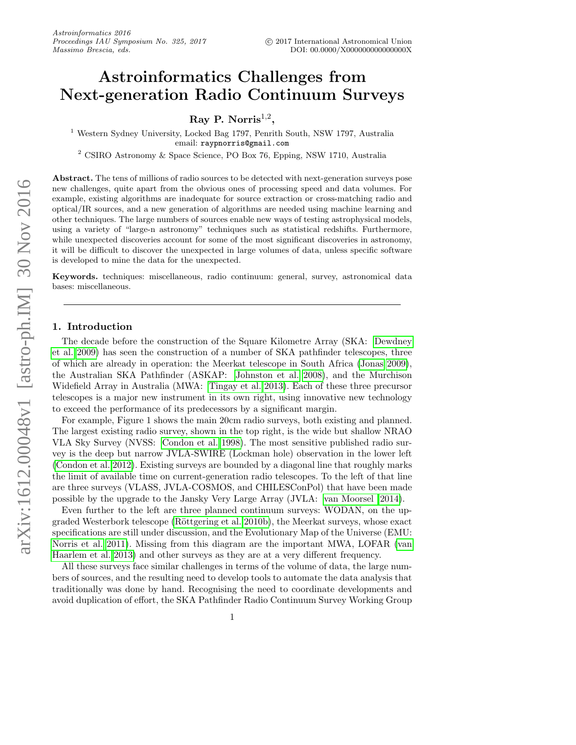# Astroinformatics Challenges from Next-generation Radio Continuum Surveys

**Ray P. Norris**[1,2],

[1] Western Sydney University, Locked Bag 1797, Penrith South, NSW 1797, Australia
email: raypnorris@gmail.com

[2] CSIRO Astronomy & Space Science, PO Box 76, Epping, NSW 1710, Australia

**Abstract.** The tens of millions of radio sources to be detected with next-generation surveys pose new challenges, quite apart from the obvious ones of processing speed and data volumes. For example, existing algorithms are inadequate for source extraction or cross-matching radio and optical/IR sources, and a new generation of algorithms are needed using machine learning and other techniques. The large numbers of sources enable new ways of testing astrophysical models, using a variety of "large-n astronomy" techniques such as statistical redshifts. Furthermore, while unexpected discoveries account for some of the most significant discoveries in astronomy, it will be difficult to discover the unexpected in large volumes of data, unless specific software is developed to mine the data for the unexpected.

**Keywords.** techniques: miscellaneous, radio continuum: general, survey, astronomical data bases: miscellaneous.

## 1. Introduction

The decade before the construction of the Square Kilometre Array (SKA: Dewdney et al. 2009) has seen the construction of a number of SKA pathfinder telescopes, three of which are already in operation: the Meerkat telescope in South Africa (Jonas 2009), the Australian SKA Pathfinder (ASKAP: Johnston et al. 2008), and the Murchison Widefield Array in Australia (MWA: Tingay et al. 2013). Each of these three precursor telescopes is a major new instrument in its own right, using innovative new technology to exceed the performance of its predecessors by a significant margin.

For example, Figure 1 shows the main 20cm radio surveys, both existing and planned. The largest existing radio survey, shown in the top right, is the wide but shallow NRAO VLA Sky Survey (NVSS: Condon et al. 1998). The most sensitive published radio survey is the deep but narrow JVLA-SWIRE (Lockman hole) observation in the lower left (Condon et al. 2012). Existing surveys are bounded by a diagonal line that roughly marks the limit of available time on current-generation radio telescopes. To the left of that line are three surveys (VLASS, JVLA-COSMOS, and CHILESConPol) that have been made possible by the upgrade to the Jansky Very Large Array (JVLA: van Moorsel 2014).

Even further to the left are three planned continuum surveys: WODAN, on the upgraded Westerbork telescope (Röttgering et al. 2010b), the Meerkat surveys, whose exact specifications are still under discussion, and the Evolutionary Map of the Universe (EMU: Norris et al. 2011). Missing from this diagram are the important MWA, LOFAR (van Haarlem et al. 2013) and other surveys as they are at a very different frequency.

All these surveys face similar challenges in terms of the volume of data, the large numbers of sources, and the resulting need to develop tools to automate the data analysis that traditionally was done by hand. Recognising the need to coordinate developments and avoid duplication of effort, the SKA Pathfinder Radio Continuum Survey Working Group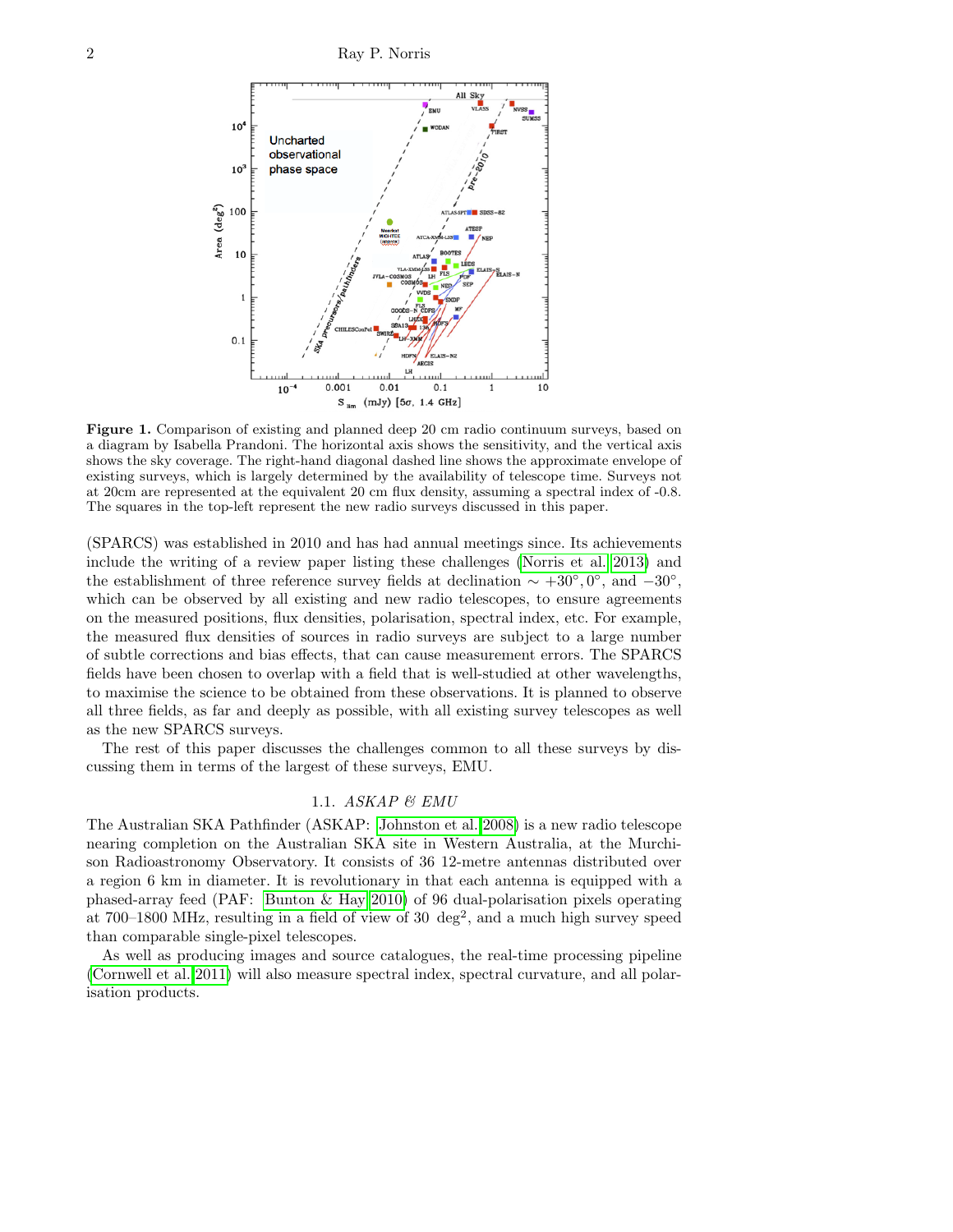**Figure 1.** Comparison of existing and planned deep 20 cm radio continuum surveys, based on a diagram by Isabella Prandoni. The horizontal axis shows the sensitivity, and the vertical axis shows the sky coverage. The right-hand diagonal dashed line shows the approximate envelope of existing surveys, which is largely determined by the availability of telescope time. Surveys not at 20cm are represented at the equivalent 20 cm flux density, assuming a spectral index of -0.8. The squares in the top-left represent the new radio surveys discussed in this paper.

(SPARCS) was established in 2010 and has had annual meetings since. Its achievements include the writing of a review paper listing these challenges (Norris et al. 2013) and the establishment of three reference survey fields at declination $\sim +30^{\circ}, 0^{\circ}$, and $-30^{\circ}$, which can be observed by all existing and new radio telescopes, to ensure agreements on the measured positions, flux densities, polarisation, spectral index, etc. For example, the measured flux densities of sources in radio surveys are subject to a large number of subtle corrections and bias effects, that can cause measurement errors. The SPARCS fields have been chosen to overlap with a field that is well-studied at other wavelengths, to maximise the science to be obtained from these observations. It is planned to observe all three fields, as far and deeply as possible, with all existing survey telescopes as well as the new SPARCS surveys.

The rest of this paper discusses the challenges common to all these surveys by discussing them in terms of the largest of these surveys, EMU.

### 1.1. *ASKAP & EMU*

The Australian SKA Pathfinder (ASKAP: Johnston et al. 2008) is a new radio telescope nearing completion on the Australian SKA site in Western Australia, at the Murchison Radioastronomy Observatory. It consists of 36 12-metre antennas distributed over a region 6 km in diameter. It is revolutionary in that each antenna is equipped with a phased-array feed (PAF: Bunton & Hay 2010) of 96 dual-polarisation pixels operating at 700–1800 MHz, resulting in a field of view of 30 deg$^2$, and a much high survey speed than comparable single-pixel telescopes.

As well as producing images and source catalogues, the real-time processing pipeline (Cornwell et al. 2011) will also measure spectral index, spectral curvature, and all polarisation products.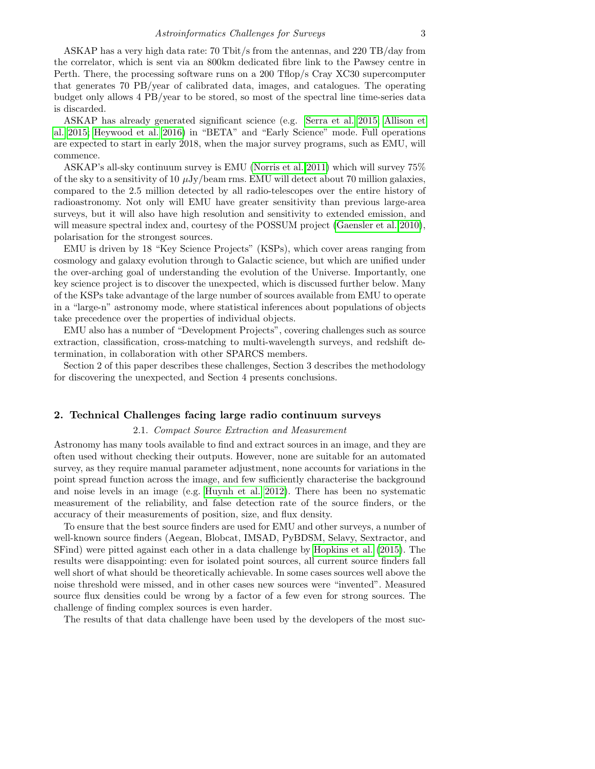ASKAP has a very high data rate: 70 Tbit/s from the antennas, and 220 TB/day from the correlator, which is sent via an 800km dedicated fibre link to the Pawsey centre in Perth. There, the processing software runs on a 200 Tflop/s Cray XC30 supercomputer that generates 70 PB/year of calibrated data, images, and catalogues. The operating budget only allows 4 PB/year to be stored, so most of the spectral line time-series data is discarded.

ASKAP has already generated significant science (e.g. Serra et al. 2015; Allison et al. 2015; Heywood et al. 2016) in "BETA" and "Early Science" mode. Full operations are expected to start in early 2018, when the major survey programs, such as EMU, will commence.

ASKAP's all-sky continuum survey is EMU (Norris et al. 2011) which will survey 75% of the sky to a sensitivity of 10 $\mu$Jy/beam rms. EMU will detect about 70 million galaxies, compared to the 2.5 million detected by all radio-telescopes over the entire history of radioastronomy. Not only will EMU have greater sensitivity than previous large-area surveys, but it will also have high resolution and sensitivity to extended emission, and will measure spectral index and, courtesy of the POSSUM project (Gaensler et al. 2010), polarisation for the strongest sources.

EMU is driven by 18 "Key Science Projects" (KSPs), which cover areas ranging from cosmology and galaxy evolution through to Galactic science, but which are unified under the over-arching goal of understanding the evolution of the Universe. Importantly, one key science project is to discover the unexpected, which is discussed further below. Many of the KSPs take advantage of the large number of sources available from EMU to operate in a "large-n" astronomy mode, where statistical inferences about populations of objects take precedence over the properties of individual objects.

EMU also has a number of "Development Projects", covering challenges such as source extraction, classification, cross-matching to multi-wavelength surveys, and redshift determination, in collaboration with other SPARCS members.

Section 2 of this paper describes these challenges, Section 3 describes the methodology for discovering the unexpected, and Section 4 presents conclusions.

## 2. Technical Challenges facing large radio continuum surveys

### 2.1. *Compact Source Extraction and Measurement*

Astronomy has many tools available to find and extract sources in an image, and they are often used without checking their outputs. However, none are suitable for an automated survey, as they require manual parameter adjustment, none accounts for variations in the point spread function across the image, and few sufficiently characterise the background and noise levels in an image (e.g. Huynh et al. 2012). There has been no systematic measurement of the reliability, and false detection rate of the source finders, or the accuracy of their measurements of position, size, and flux density.

To ensure that the best source finders are used for EMU and other surveys, a number of well-known source finders (Aegean, Blobcat, IMSAD, PyBDSM, Selavy, Sextractor, and SFind) were pitted against each other in a data challenge by Hopkins et al. (2015). The results were disappointing: even for isolated point sources, all current source finders fall well short of what should be theoretically achievable. In some cases sources well above the noise threshold were missed, and in other cases new sources were "invented". Measured source flux densities could be wrong by a factor of a few even for strong sources. The challenge of finding complex sources is even harder.

The results of that data challenge have been used by the developers of the most suc-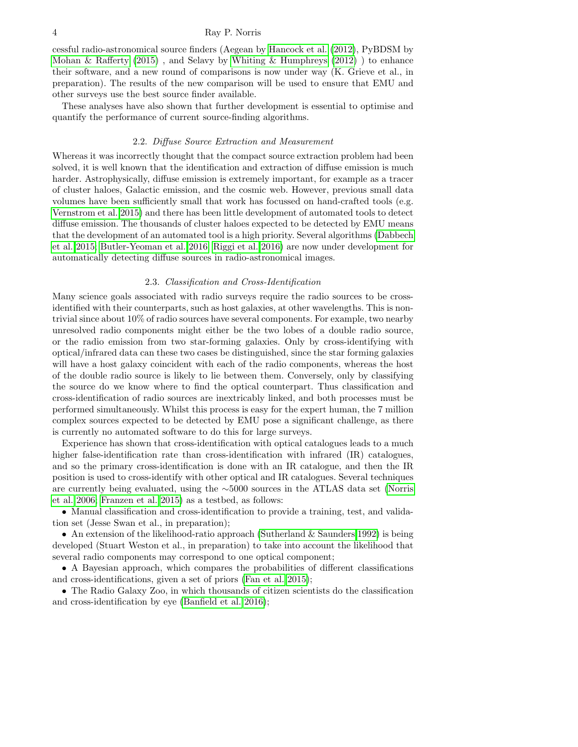cessful radio-astronomical source finders (Aegean by Hancock et al. (2012), PyBDSM by Mohan & Rafferty (2015) , and Selavy by Whiting & Humphreys (2012) ) to enhance their software, and a new round of comparisons is now under way (K. Grieve et al., in preparation). The results of the new comparison will be used to ensure that EMU and other surveys use the best source finder available.

These analyses have also shown that further development is essential to optimise and quantify the performance of current source-finding algorithms.

### 2.2. *Diffuse Source Extraction and Measurement*

Whereas it was incorrectly thought that the compact source extraction problem had been solved, it is well known that the identification and extraction of diffuse emission is much harder. Astrophysically, diffuse emission is extremely important, for example as a tracer of cluster haloes, Galactic emission, and the cosmic web. However, previous small data volumes have been sufficiently small that work has focussed on hand-crafted tools (e.g. Vernstrom et al. 2015) and there has been little development of automated tools to detect diffuse emission. The thousands of cluster haloes expected to be detected by EMU means that the development of an automated tool is a high priority. Several algorithms (Dabbech et al. 2015; Butler-Yeoman et al. 2016; Riggi et al. 2016) are now under development for automatically detecting diffuse sources in radio-astronomical images.

### 2.3. *Classification and Cross-Identification*

Many science goals associated with radio surveys require the radio sources to be cross-identified with their counterparts, such as host galaxies, at other wavelengths. This is non-trivial since about 10% of radio sources have several components. For example, two nearby unresolved radio components might either be the two lobes of a double radio source, or the radio emission from two star-forming galaxies. Only by cross-identifying with optical/infrared data can these two cases be distinguished, since the star forming galaxies will have a host galaxy coincident with each of the radio components, whereas the host of the double radio source is likely to lie between them. Conversely, only by classifying the source do we know where to find the optical counterpart. Thus classification and cross-identification of radio sources are inextricably linked, and both processes must be performed simultaneously. Whilst this process is easy for the expert human, the 7 million complex sources expected to be detected by EMU pose a significant challenge, as there is currently no automated software to do this for large surveys.

Experience has shown that cross-identification with optical catalogues leads to a much higher false-identification rate than cross-identification with infrared (IR) catalogues, and so the primary cross-identification is done with an IR catalogue, and then the IR position is used to cross-identify with other optical and IR catalogues. Several techniques are currently being evaluated, using the ∼5000 sources in the ATLAS data set (Norris et al. 2006; Franzen et al. 2015) as a testbed, as follows:

- Manual classification and cross-identification to provide a training, test, and validation set (Jesse Swan et al., in preparation);
- An extension of the likelihood-ratio approach (Sutherland & Saunders 1992) is being developed (Stuart Weston et al., in preparation) to take into account the likelihood that several radio components may correspond to one optical component;
- A Bayesian approach, which compares the probabilities of different classifications and cross-identifications, given a set of priors (Fan et al. 2015);
- The Radio Galaxy Zoo, in which thousands of citizen scientists do the classification and cross-identification by eye (Banfield et al. 2016);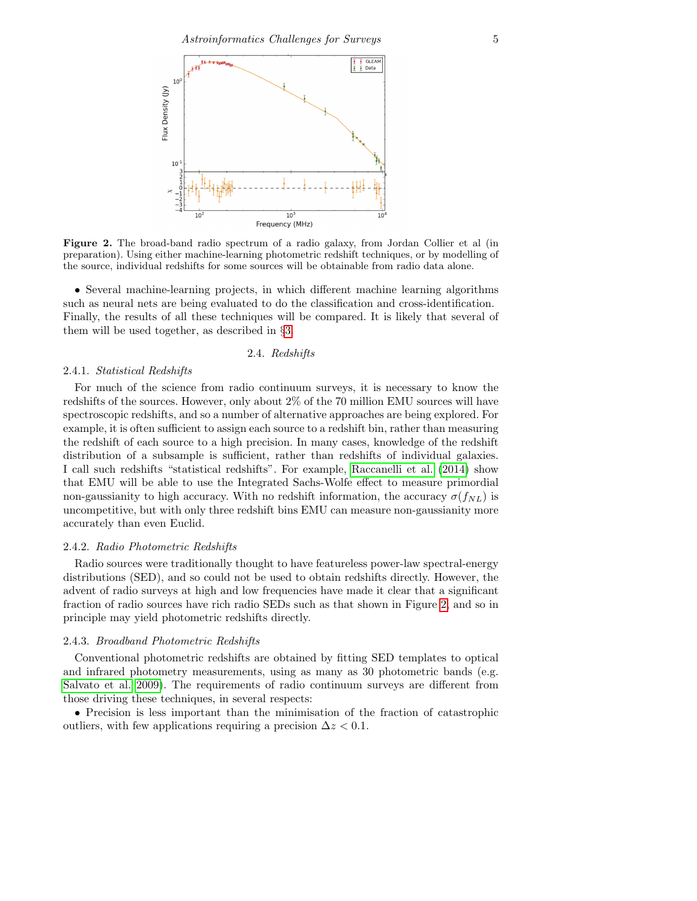**Figure 2.** The broad-band radio spectrum of a radio galaxy, from Jordan Collier et al (in preparation). Using either machine-learning photometric redshift techniques, or by modelling of the source, individual redshifts for some sources will be obtainable from radio data alone.

- Several machine-learning projects, in which different machine learning algorithms such as neural nets are being evaluated to do the classification and cross-identification.

Finally, the results of all these techniques will be compared. It is likely that several of them will be used together, as described in §3.

## 2.4. *Redshifts*

### 2.4.1. *Statistical Redshifts*

For much of the science from radio continuum surveys, it is necessary to know the redshifts of the sources. However, only about 2% of the 70 million EMU sources will have spectroscopic redshifts, and so a number of alternative approaches are being explored. For example, it is often sufficient to assign each source to a redshift bin, rather than measuring the redshift of each source to a high precision. In many cases, knowledge of the redshift distribution of a subsample is sufficient, rather than redshifts of individual galaxies. I call such redshifts "statistical redshifts". For example, Raccanelli et al. (2014) show that EMU will be able to use the Integrated Sachs-Wolfe effect to measure primordial non-gaussianity to high accuracy. With no redshift information, the accuracy $\sigma(f_{NL})$ is uncompetitive, but with only three redshift bins EMU can measure non-gaussianity more accurately than even Euclid.

### 2.4.2. *Radio Photometric Redshifts*

Radio sources were traditionally thought to have featureless power-law spectral-energy distributions (SED), and so could not be used to obtain redshifts directly. However, the advent of radio surveys at high and low frequencies have made it clear that a significant fraction of radio sources have rich radio SEDs such as that shown in Figure 2, and so in principle may yield photometric redshifts directly.

### 2.4.3. *Broadband Photometric Redshifts*

Conventional photometric redshifts are obtained by fitting SED templates to optical and infrared photometry measurements, using as many as 30 photometric bands (e.g. Salvato et al. 2009). The requirements of radio continuum surveys are different from those driving these techniques, in several respects:

- Precision is less important than the minimisation of the fraction of catastrophic outliers, with few applications requiring a precision $\Delta z < 0.1$.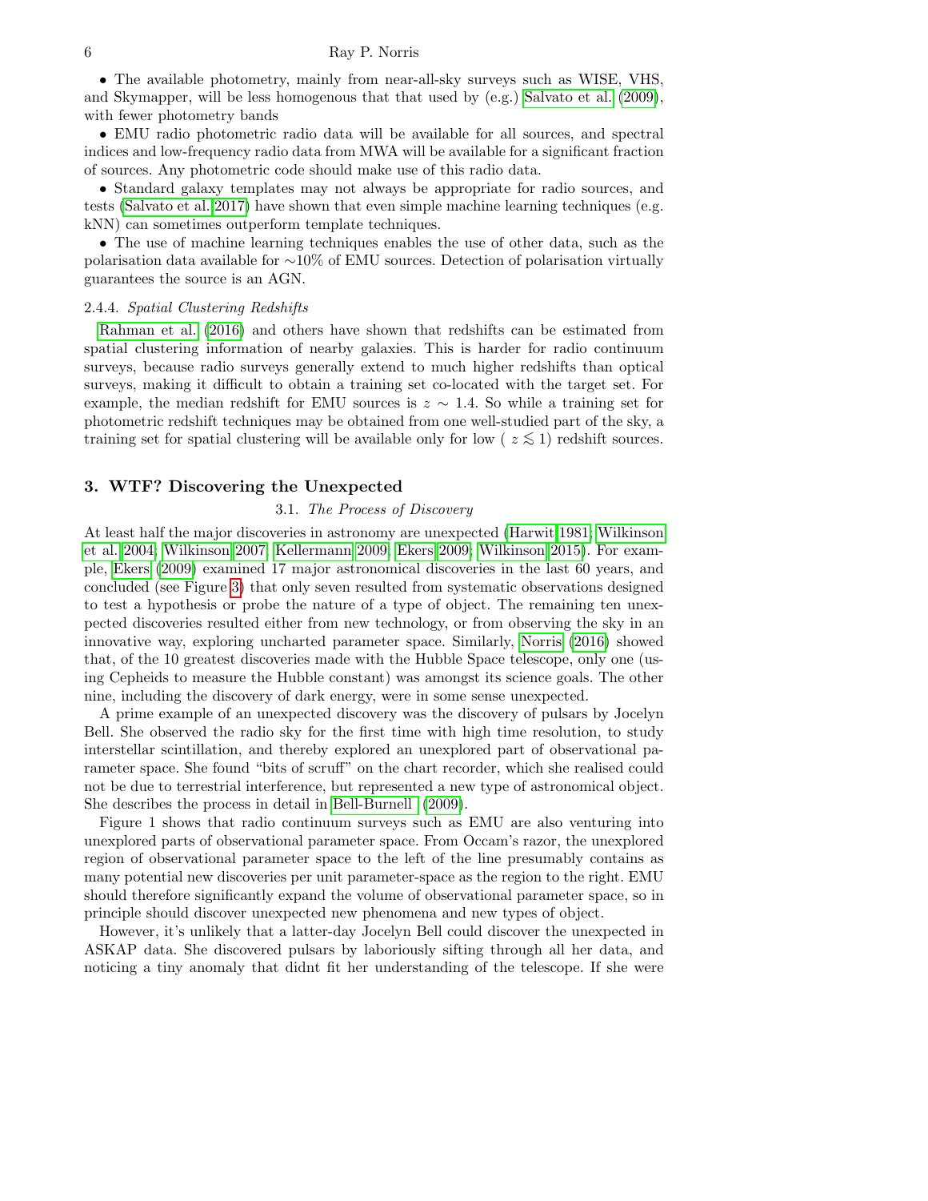• The available photometry, mainly from near-all-sky surveys such as WISE, VHS, and Skymapper, will be less homogenous that that used by (e.g.) Salvato et al. (2009), with fewer photometry bands

• EMU radio photometric radio data will be available for all sources, and spectral indices and low-frequency radio data from MWA will be available for a significant fraction of sources. Any photometric code should make use of this radio data.

• Standard galaxy templates may not always be appropriate for radio sources, and tests (Salvato et al. 2017) have shown that even simple machine learning techniques (e.g. kNN) can sometimes outperform template techniques.

• The use of machine learning techniques enables the use of other data, such as the polarisation data available for $\sim$10% of EMU sources. Detection of polarisation virtually guarantees the source is an AGN.

#### 2.4.4. *Spatial Clustering Redshifts*

Rahman et al. (2016) and others have shown that redshifts can be estimated from spatial clustering information of nearby galaxies. This is harder for radio continuum surveys, because radio surveys generally extend to much higher redshifts than optical surveys, making it difficult to obtain a training set co-located with the target set. For example, the median redshift for EMU sources is $z \sim 1.4$. So while a training set for photometric redshift techniques may be obtained from one well-studied part of the sky, a training set for spatial clustering will be available only for low ( $z \lesssim 1$) redshift sources.

## 3. WTF? Discovering the Unexpected

### 3.1. *The Process of Discovery*

At least half the major discoveries in astronomy are unexpected (Harwit 1981; Wilkinson et al. 2004; Wilkinson 2007; Kellermann 2009; Ekers 2009; Wilkinson 2015). For example, Ekers (2009) examined 17 major astronomical discoveries in the last 60 years, and concluded (see Figure 3) that only seven resulted from systematic observations designed to test a hypothesis or probe the nature of a type of object. The remaining ten unexpected discoveries resulted either from new technology, or from observing the sky in an innovative way, exploring uncharted parameter space. Similarly, Norris (2016) showed that, of the 10 greatest discoveries made with the Hubble Space telescope, only one (using Cepheids to measure the Hubble constant) was amongst its science goals. The other nine, including the discovery of dark energy, were in some sense unexpected.

A prime example of an unexpected discovery was the discovery of pulsars by Jocelyn Bell. She observed the radio sky for the first time with high time resolution, to study interstellar scintillation, and thereby explored an unexplored part of observational parameter space. She found "bits of scruff" on the chart recorder, which she realised could not be due to terrestrial interference, but represented a new type of astronomical object. She describes the process in detail in Bell-Burnell (2009).

Figure 1 shows that radio continuum surveys such as EMU are also venturing into unexplored parts of observational parameter space. From Occam's razor, the unexplored region of observational parameter space to the left of the line presumably contains as many potential new discoveries per unit parameter-space as the region to the right. EMU should therefore significantly expand the volume of observational parameter space, so in principle should discover unexpected new phenomena and new types of object.

However, it's unlikely that a latter-day Jocelyn Bell could discover the unexpected in ASKAP data. She discovered pulsars by laboriously sifting through all her data, and noticing a tiny anomaly that didnt fit her understanding of the telescope. If she were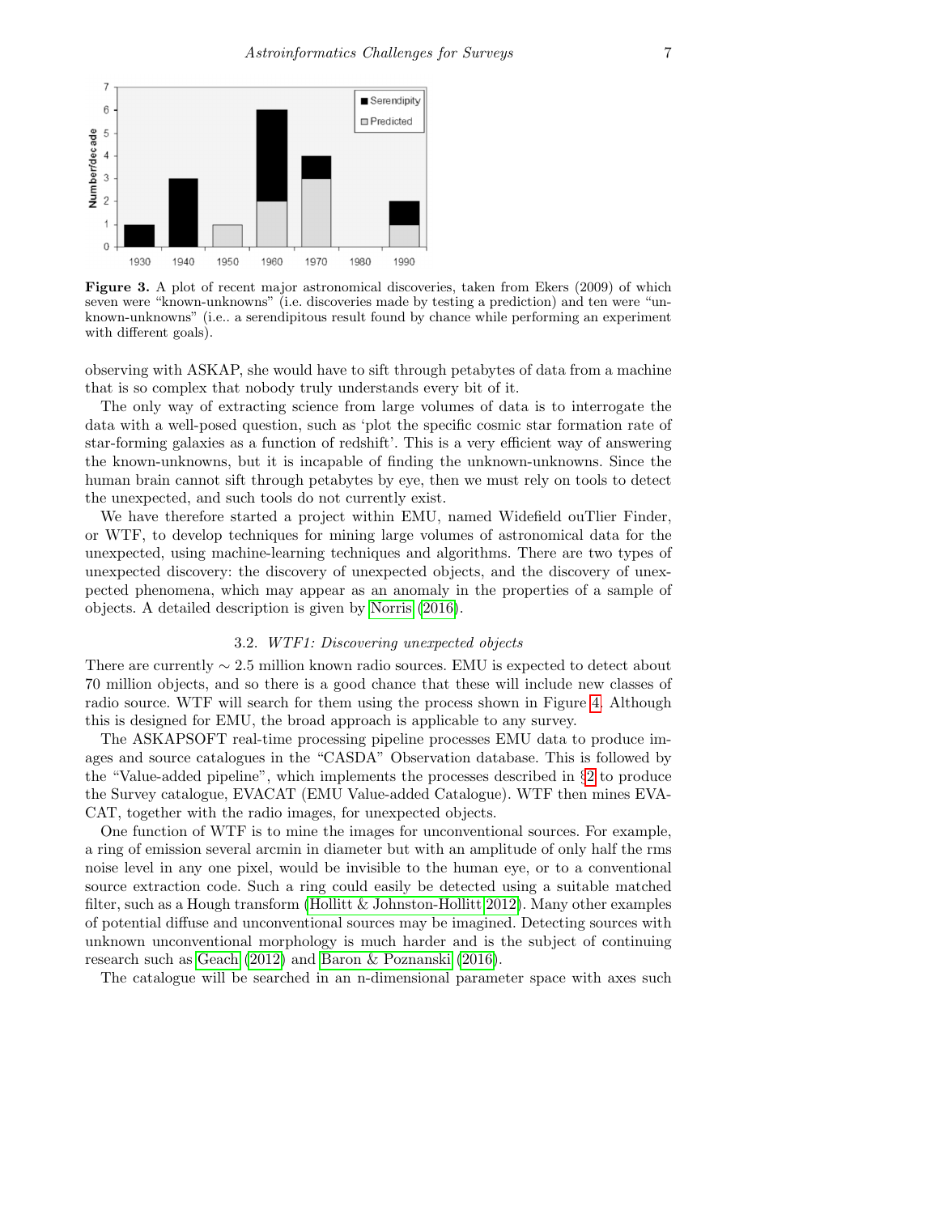**Figure 3.** A plot of recent major astronomical discoveries, taken from Ekers (2009) of which seven were "known-unknowns" (i.e. discoveries made by testing a prediction) and ten were "unknown-unknowns" (i.e.. a serendipitous result found by chance while performing an experiment with different goals).

observing with ASKAP, she would have to sift through petabytes of data from a machine that is so complex that nobody truly understands every bit of it.

The only way of extracting science from large volumes of data is to interrogate the data with a well-posed question, such as 'plot the specific cosmic star formation rate of star-forming galaxies as a function of redshift'. This is a very efficient way of answering the known-unknowns, but it is incapable of finding the unknown-unknowns. Since the human brain cannot sift through petabytes by eye, then we must rely on tools to detect the unexpected, and such tools do not currently exist.

We have therefore started a project within EMU, named Widefield ouTlier Finder, or WTF, to develop techniques for mining large volumes of astronomical data for the unexpected, using machine-learning techniques and algorithms. There are two types of unexpected discovery: the discovery of unexpected objects, and the discovery of unexpected phenomena, which may appear as an anomaly in the properties of a sample of objects. A detailed description is given by Norris (2016).

### 3.2. *WTF1: Discovering unexpected objects*

There are currently $\sim$ 2.5 million known radio sources. EMU is expected to detect about 70 million objects, and so there is a good chance that these will include new classes of radio source. WTF will search for them using the process shown in Figure 4. Although this is designed for EMU, the broad approach is applicable to any survey.

The ASKAPSOFT real-time processing pipeline processes EMU data to produce images and source catalogues in the "CASDA" Observation database. This is followed by the "Value-added pipeline", which implements the processes described in §2 to produce the Survey catalogue, EVACAT (EMU Value-added Catalogue). WTF then mines EVACAT, together with the radio images, for unexpected objects.

One function of WTF is to mine the images for unconventional sources. For example, a ring of emission several arcmin in diameter but with an amplitude of only half the rms noise level in any one pixel, would be invisible to the human eye, or to a conventional source extraction code. Such a ring could easily be detected using a suitable matched filter, such as a Hough transform (Hollitt & Johnston-Hollitt 2012). Many other examples of potential diffuse and unconventional sources may be imagined. Detecting sources with unknown unconventional morphology is much harder and is the subject of continuing research such as Geach (2012) and Baron & Poznanski (2016).

The catalogue will be searched in an n-dimensional parameter space with axes such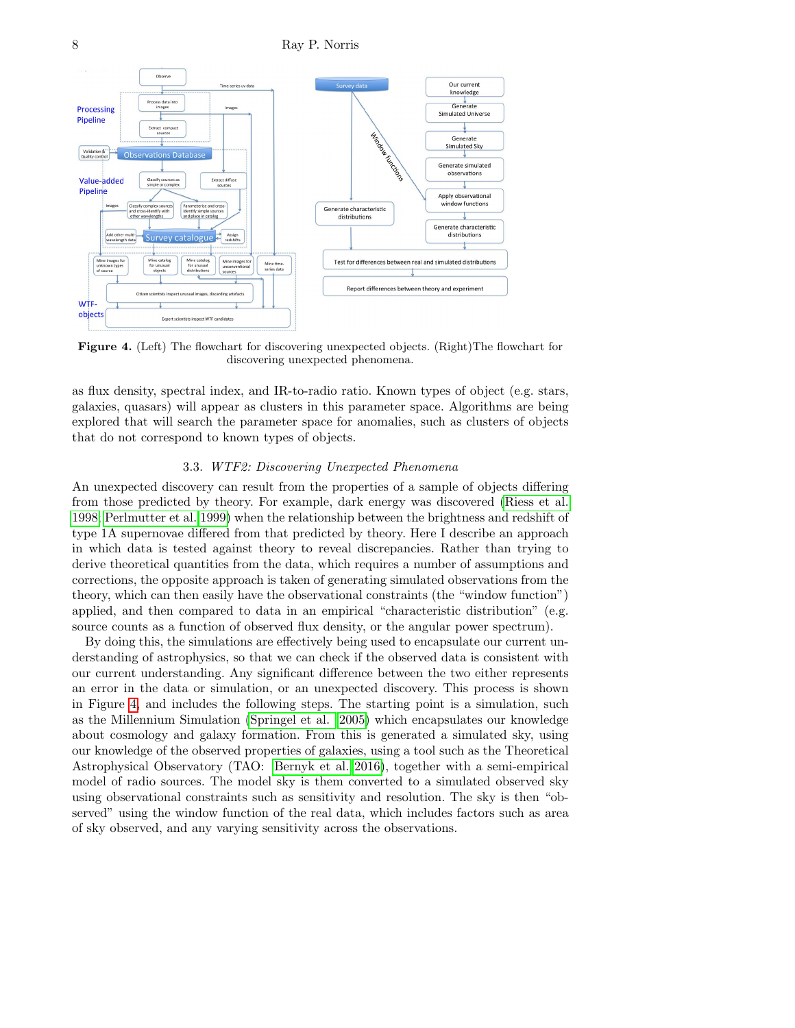**Figure 4.** (Left) The flowchart for discovering unexpected objects. (Right)The flowchart for discovering unexpected phenomena.

as flux density, spectral index, and IR-to-radio ratio. Known types of object (e.g. stars, galaxies, quasars) will appear as clusters in this parameter space. Algorithms are being explored that will search the parameter space for anomalies, such as clusters of objects that do not correspond to known types of objects.

### 3.3. *WTF2: Discovering Unexpected Phenomena*

An unexpected discovery can result from the properties of a sample of objects differing from those predicted by theory. For example, dark energy was discovered (Riess et al. 1998; Perlmutter et al. 1999) when the relationship between the brightness and redshift of type 1A supernovae differed from that predicted by theory. Here I describe an approach in which data is tested against theory to reveal discrepancies. Rather than trying to derive theoretical quantities from the data, which requires a number of assumptions and corrections, the opposite approach is taken of generating simulated observations from the theory, which can then easily have the observational constraints (the "window function") applied, and then compared to data in an empirical "characteristic distribution" (e.g. source counts as a function of observed flux density, or the angular power spectrum).

By doing this, the simulations are effectively being used to encapsulate our current understanding of astrophysics, so that we can check if the observed data is consistent with our current understanding. Any significant difference between the two either represents an error in the data or simulation, or an unexpected discovery. This process is shown in Figure 4, and includes the following steps. The starting point is a simulation, such as the Millennium Simulation (Springel et al. 2005) which encapsulates our knowledge about cosmology and galaxy formation. From this is generated a simulated sky, using our knowledge of the observed properties of galaxies, using a tool such as the Theoretical Astrophysical Observatory (TAO: Bernyk et al. 2016), together with a semi-empirical model of radio sources. The model sky is them converted to a simulated observed sky using observational constraints such as sensitivity and resolution. The sky is then "observed" using the window function of the real data, which includes factors such as area of sky observed, and any varying sensitivity across the observations.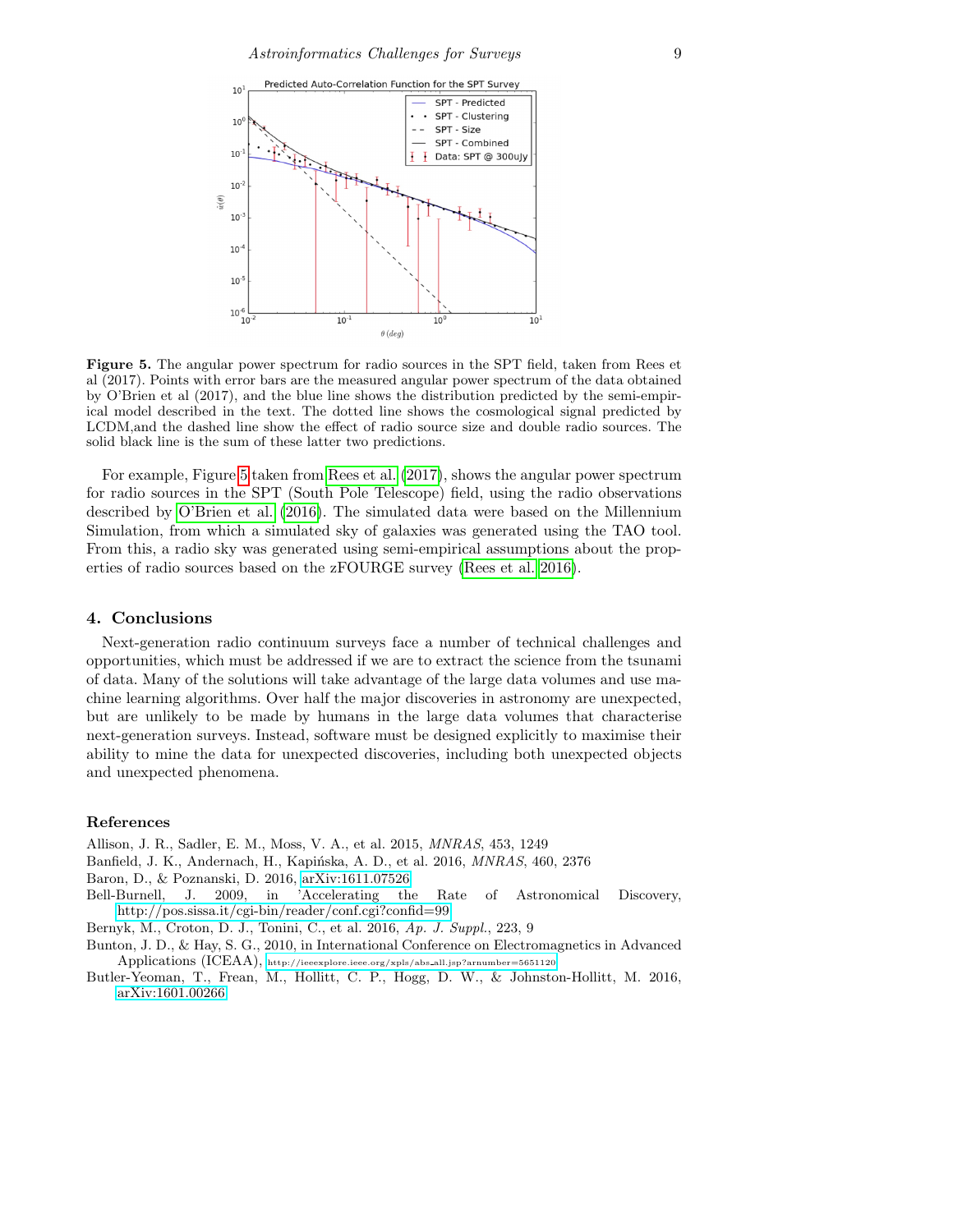**Figure 5.** The angular power spectrum for radio sources in the SPT field, taken from Rees et al (2017). Points with error bars are the measured angular power spectrum of the data obtained by O'Brien et al (2017), and the blue line shows the distribution predicted by the semi-empirical model described in the text. The dotted line shows the cosmological signal predicted by LCDM,and the dashed line show the effect of radio source size and double radio sources. The solid black line is the sum of these latter two predictions.

For example, Figure 5 taken from Rees et al. (2017), shows the angular power spectrum for radio sources in the SPT (South Pole Telescope) field, using the radio observations described by O'Brien et al. (2016). The simulated data were based on the Millennium Simulation, from which a simulated sky of galaxies was generated using the TAO tool. From this, a radio sky was generated using semi-empirical assumptions about the properties of radio sources based on the zFOURGE survey (Rees et al. 2016).

## 4. Conclusions

Next-generation radio continuum surveys face a number of technical challenges and opportunities, which must be addressed if we are to extract the science from the tsunami of data. Many of the solutions will take advantage of the large data volumes and use machine learning algorithms. Over half the major discoveries in astronomy are unexpected, but are unlikely to be made by humans in the large data volumes that characterise next-generation surveys. Instead, software must be designed explicitly to maximise their ability to mine the data for unexpected discoveries, including both unexpected objects and unexpected phenomena.

## References

Allison, J. R., Sadler, E. M., Moss, V. A., et al. 2015, *MNRAS*, 453, 1249

Banfield, J. K., Andernach, H., Kapińska, A. D., et al. 2016, *MNRAS*, 460, 2376

Baron, D., & Poznanski, D. 2016, arXiv:1611.07526

Bell-Burnell, J. 2009, in 'Accelerating the Rate of Astronomical Discovery, http://pos.sissa.it/cgi-bin/reader/conf.cgi?confid=99

Bernyk, M., Croton, D. J., Tonini, C., et al. 2016, *Ap. J. Suppl.*, 223, 9

Bunton, J. D., & Hay, S. G., 2010, in International Conference on Electromagnetics in Advanced Applications (ICEAA), http://ieeexplore.ieee.org/xpls/abs_all.jsp?arnumber=5651120

Butler-Yeoman, T., Frean, M., Hollitt, C. P., Hogg, D. W., & Johnston-Hollitt, M. 2016, arXiv:1601.00266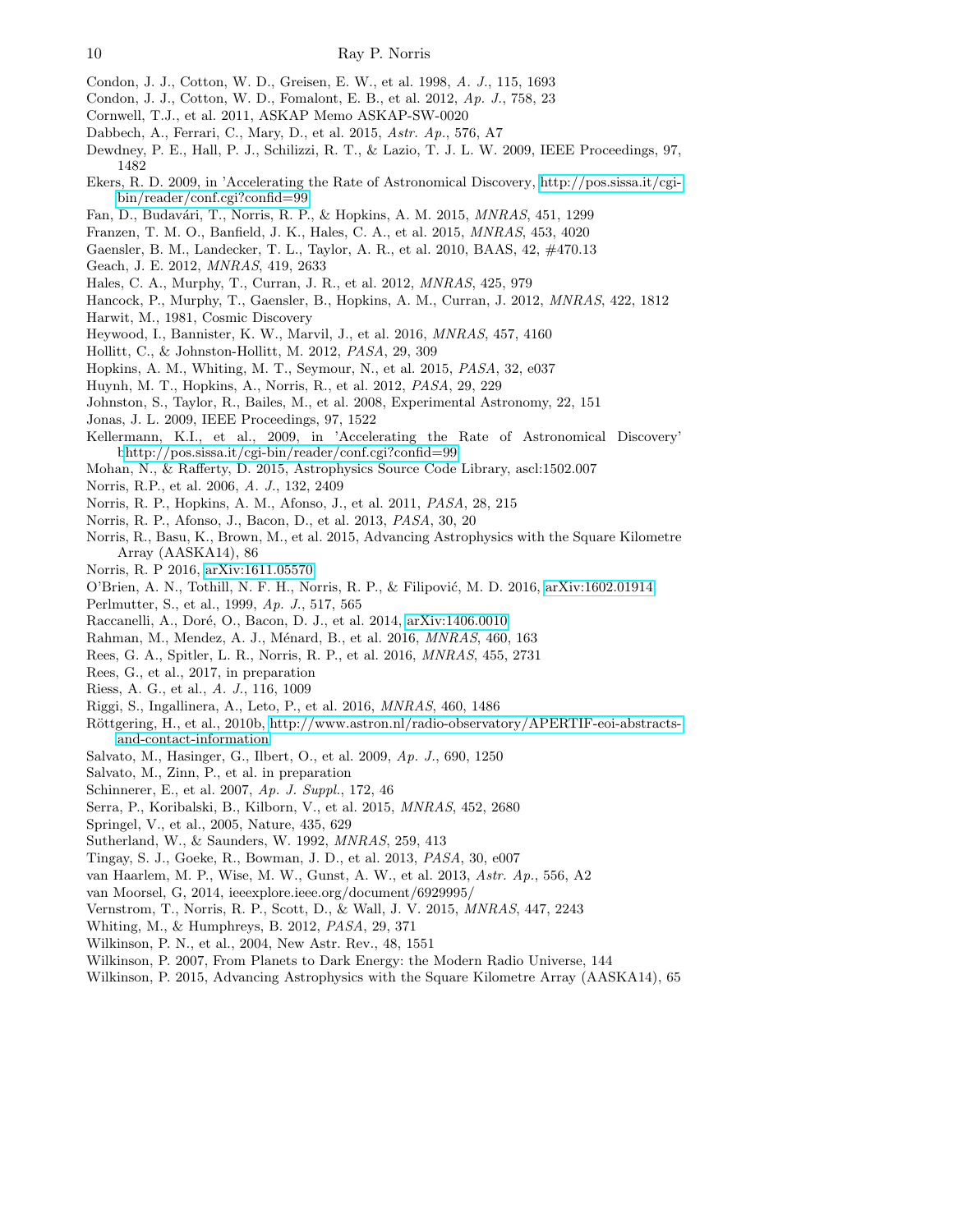Condon, J. J., Cotton, W. D., Greisen, E. W., et al. 1998, *A. J.*, 115, 1693

Condon, J. J., Cotton, W. D., Fomalont, E. B., et al. 2012, *Ap. J.*, 758, 23

Cornwell, T.J., et al. 2011, ASKAP Memo ASKAP-SW-0020

Dabbech, A., Ferrari, C., Mary, D., et al. 2015, *Astr. Ap.*, 576, A7

Dewdney, P. E., Hall, P. J., Schilizzi, R. T., & Lazio, T. J. L. W. 2009, IEEE Proceedings, 97, 1482

Ekers, R. D. 2009, in 'Accelerating the Rate of Astronomical Discovery, http://pos.sissa.it/cgi-bin/reader/conf.cgi?confid=99

Fan, D., Budavári, T., Norris, R. P., & Hopkins, A. M. 2015, *MNRAS*, 451, 1299

Franzen, T. M. O., Banfield, J. K., Hales, C. A., et al. 2015, *MNRAS*, 453, 4020

Gaensler, B. M., Landecker, T. L., Taylor, A. R., et al. 2010, BAAS, 42, #470.13

Geach, J. E. 2012, *MNRAS*, 419, 2633

Hales, C. A., Murphy, T., Curran, J. R., et al. 2012, *MNRAS*, 425, 979

Hancock, P., Murphy, T., Gaensler, B., Hopkins, A. M., Curran, J. 2012, *MNRAS*, 422, 1812

Harwit, M., 1981, Cosmic Discovery

Heywood, I., Bannister, K. W., Marvil, J., et al. 2016, *MNRAS*, 457, 4160

Hollitt, C., & Johnston-Hollitt, M. 2012, *PASA*, 29, 309

Hopkins, A. M., Whiting, M. T., Seymour, N., et al. 2015, *PASA*, 32, e037

Huynh, M. T., Hopkins, A., Norris, R., et al. 2012, *PASA*, 29, 229

Johnston, S., Taylor, R., Bailes, M., et al. 2008, Experimental Astronomy, 22, 151

Jonas, J. L. 2009, IEEE Proceedings, 97, 1522

Kellermann, K.I., et al., 2009, in 'Accelerating the Rate of Astronomical Discovery' b:http://pos.sissa.it/cgi-bin/reader/conf.cgi?confid=99

Mohan, N., & Rafferty, D. 2015, Astrophysics Source Code Library, ascl:1502.007

Norris, R.P., et al. 2006, *A. J.*, 132, 2409

Norris, R. P., Hopkins, A. M., Afonso, J., et al. 2011, *PASA*, 28, 215

Norris, R. P., Afonso, J., Bacon, D., et al. 2013, *PASA*, 30, 20

Norris, R., Basu, K., Brown, M., et al. 2015, Advancing Astrophysics with the Square Kilometre Array (AASKA14), 86

Norris, R. P 2016, arXiv:1611.05570

O'Brien, A. N., Tothill, N. F. H., Norris, R. P., & Filipović, M. D. 2016, arXiv:1602.01914

Perlmutter, S., et al., 1999, *Ap. J.*, 517, 565

Raccanelli, A., Doré, O., Bacon, D. J., et al. 2014, arXiv:1406.0010

Rahman, M., Mendez, A. J., Ménard, B., et al. 2016, *MNRAS*, 460, 163

Rees, G. A., Spitler, L. R., Norris, R. P., et al. 2016, *MNRAS*, 455, 2731

Rees, G., et al., 2017, in preparation

Riess, A. G., et al., *A. J.*, 116, 1009

Riggi, S., Ingallinera, A., Leto, P., et al. 2016, *MNRAS*, 460, 1486

Röttgering, H., et al., 2010b, http://www.astron.nl/radio-observatory/APERTIF-eoi-abstracts-and-contact-information

Salvato, M., Hasinger, G., Ilbert, O., et al. 2009, *Ap. J.*, 690, 1250

Salvato, M., Zinn, P., et al. in preparation

Schinnerer, E., et al. 2007, *Ap. J. Suppl.*, 172, 46

Serra, P., Koribalski, B., Kilborn, V., et al. 2015, *MNRAS*, 452, 2680

Springel, V., et al., 2005, Nature, 435, 629

Sutherland, W., & Saunders, W. 1992, *MNRAS*, 259, 413

Tingay, S. J., Goeke, R., Bowman, J. D., et al. 2013, *PASA*, 30, e007

van Haarlem, M. P., Wise, M. W., Gunst, A. W., et al. 2013, *Astr. Ap.*, 556, A2

van Moorsel, G, 2014, ieeexplore.ieee.org/document/6929995/

Vernstrom, T., Norris, R. P., Scott, D., & Wall, J. V. 2015, *MNRAS*, 447, 2243

Whiting, M., & Humphreys, B. 2012, *PASA*, 29, 371

Wilkinson, P. N., et al., 2004, New Astr. Rev., 48, 1551

Wilkinson, P. 2007, From Planets to Dark Energy: the Modern Radio Universe, 144

Wilkinson, P. 2015, Advancing Astrophysics with the Square Kilometre Array (AASKA14), 65